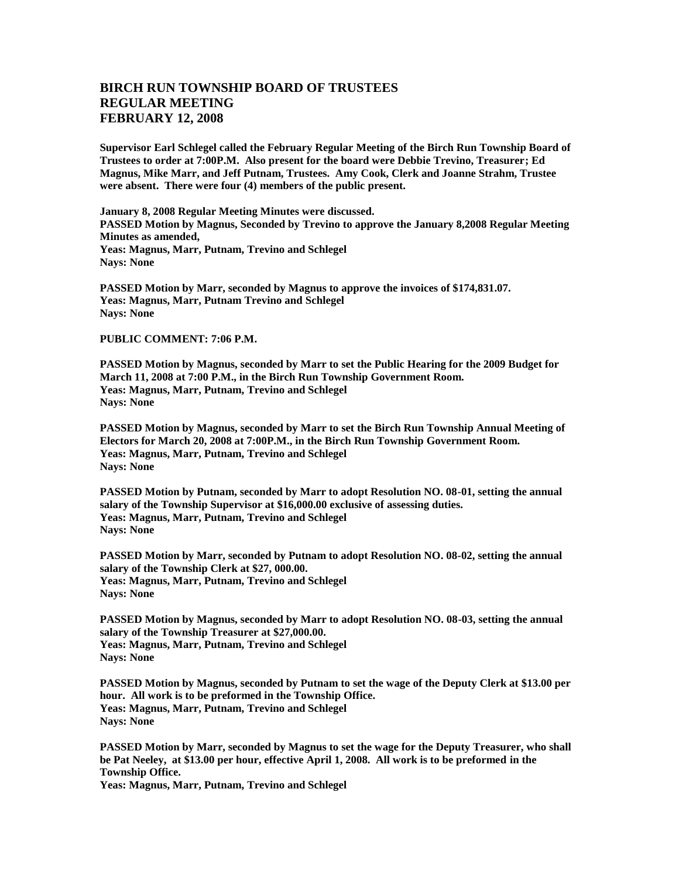# BIRCH RUN TOWNSHIP BOARD OF TRUSTEES
# REGULAR MEETING
# FEBRUARY 12, 2008

**Supervisor Earl Schlegel called the February Regular Meeting of the Birch Run Township Board of Trustees to order at 7:00P.M. Also present for the board were Debbie Trevino, Treasurer; Ed Magnus, Mike Marr, and Jeff Putnam, Trustees. Amy Cook, Clerk and Joanne Strahm, Trustee were absent. There were four (4) members of the public present.**

**January 8, 2008 Regular Meeting Minutes were discussed.**
**PASSED Motion by Magnus, Seconded by Trevino to approve the January 8,2008 Regular Meeting Minutes as amended,**
**Yeas: Magnus, Marr, Putnam, Trevino and Schlegel**
**Nays: None**

**PASSED Motion by Marr, seconded by Magnus to approve the invoices of $174,831.07.**
**Yeas: Magnus, Marr, Putnam Trevino and Schlegel**
**Nays: None**

**PUBLIC COMMENT: 7:06 P.M.**

**PASSED Motion by Magnus, seconded by Marr to set the Public Hearing for the 2009 Budget for March 11, 2008 at 7:00 P.M., in the Birch Run Township Government Room.**
**Yeas: Magnus, Marr, Putnam, Trevino and Schlegel**
**Nays: None**

**PASSED Motion by Magnus, seconded by Marr to set the Birch Run Township Annual Meeting of Electors for March 20, 2008 at 7:00P.M., in the Birch Run Township Government Room.**
**Yeas: Magnus, Marr, Putnam, Trevino and Schlegel**
**Nays: None**

**PASSED Motion by Putnam, seconded by Marr to adopt Resolution NO. 08-01, setting the annual salary of the Township Supervisor at $16,000.00 exclusive of assessing duties.**
**Yeas: Magnus, Marr, Putnam, Trevino and Schlegel**
**Nays: None**

**PASSED Motion by Marr, seconded by Putnam to adopt Resolution NO. 08-02, setting the annual salary of the Township Clerk at $27, 000.00.**
**Yeas: Magnus, Marr, Putnam, Trevino and Schlegel**
**Nays: None**

**PASSED Motion by Magnus, seconded by Marr to adopt Resolution NO. 08-03, setting the annual salary of the Township Treasurer at $27,000.00.**
**Yeas: Magnus, Marr, Putnam, Trevino and Schlegel**
**Nays: None**

**PASSED Motion by Magnus, seconded by Putnam to set the wage of the Deputy Clerk at $13.00 per hour. All work is to be preformed in the Township Office.**
**Yeas: Magnus, Marr, Putnam, Trevino and Schlegel**
**Nays: None**

**PASSED Motion by Marr, seconded by Magnus to set the wage for the Deputy Treasurer, who shall be Pat Neeley, at $13.00 per hour, effective April 1, 2008. All work is to be preformed in the Township Office.**
**Yeas: Magnus, Marr, Putnam, Trevino and Schlegel**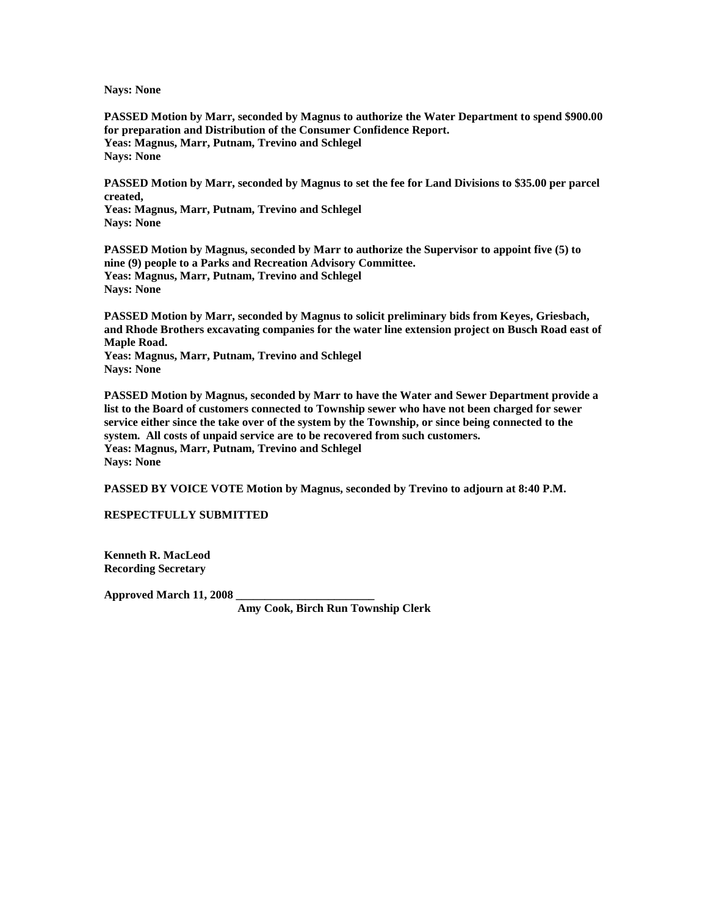**Nays: None**

**PASSED Motion by Marr, seconded by Magnus to authorize the Water Department to spend $900.00 for preparation and Distribution of the Consumer Confidence Report.**
**Yeas: Magnus, Marr, Putnam, Trevino and Schlegel**
**Nays: None**

**PASSED Motion by Marr, seconded by Magnus to set the fee for Land Divisions to $35.00 per parcel created,**
**Yeas: Magnus, Marr, Putnam, Trevino and Schlegel**
**Nays: None**

**PASSED Motion by Magnus, seconded by Marr to authorize the Supervisor to appoint five (5) to nine (9) people to a Parks and Recreation Advisory Committee.**
**Yeas: Magnus, Marr, Putnam, Trevino and Schlegel**
**Nays: None**

**PASSED Motion by Marr, seconded by Magnus to solicit preliminary bids from Keyes, Griesbach, and Rhode Brothers excavating companies for the water line extension project on Busch Road east of Maple Road.**
**Yeas: Magnus, Marr, Putnam, Trevino and Schlegel**
**Nays: None**

**PASSED Motion by Magnus, seconded by Marr to have the Water and Sewer Department provide a list to the Board of customers connected to Township sewer who have not been charged for sewer service either since the take over of the system by the Township, or since being connected to the system. All costs of unpaid service are to be recovered from such customers.**
**Yeas: Magnus, Marr, Putnam, Trevino and Schlegel**
**Nays: None**

**PASSED BY VOICE VOTE Motion by Magnus, seconded by Trevino to adjourn at 8:40 P.M.**

**RESPECTFULLY SUBMITTED**

**Kenneth R. MacLeod**
**Recording Secretary**

**Approved March 11, 2008 ________________________**
**Amy Cook, Birch Run Township Clerk**